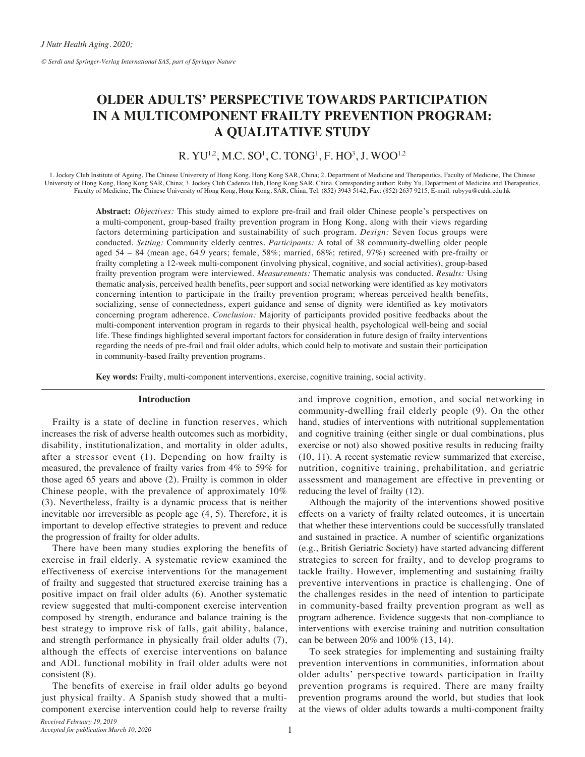# OLDER ADULTS' PERSPECTIVE TOWARDS PARTICIPATION IN A MULTICOMPONENT FRAILTY PREVENTION PROGRAM: A QUALITATIVE STUDY

R. YU[1,2], M.C. SO[1], C. TONG[1], F. HO[3], J. WOO[1,2]

1. Jockey Club Institute of Ageing, The Chinese University of Hong Kong, Hong Kong SAR, China; 2. Department of Medicine and Therapeutics, Faculty of Medicine, The Chinese University of Hong Kong, Hong Kong SAR, China; 3. Jockey Club Cadenza Hub, Hong Kong SAR, China. Corresponding author: Ruby Yu, Department of Medicine and Therapeutics, Faculty of Medicine, The Chinese University of Hong Kong, Hong Kong, SAR, China, Tel: (852) 3943 5142, Fax: (852) 2637 9215, E-mail: rubyyu@cuhk.edu.hk

**Abstract:** *Objectives:* This study aimed to explore pre-frail and frail older Chinese people's perspectives on a multi-component, group-based frailty prevention program in Hong Kong, along with their views regarding factors determining participation and sustainability of such program. *Design:* Seven focus groups were conducted. *Setting:* Community elderly centres. *Participants:* A total of 38 community-dwelling older people aged 54 – 84 (mean age, 64.9 years; female, 58%; married, 68%; retired, 97%) screened with pre-frailty or frailty completing a 12-week multi-component (involving physical, cognitive, and social activities), group-based frailty prevention program were interviewed. *Measurements:* Thematic analysis was conducted. *Results:* Using thematic analysis, perceived health benefits, peer support and social networking were identified as key motivators concerning intention to participate in the frailty prevention program; whereas perceived health benefits, socializing, sense of connectedness, expert guidance and sense of dignity were identified as key motivators concerning program adherence. *Conclusion:* Majority of participants provided positive feedbacks about the multi-component intervention program in regards to their physical health, psychological well-being and social life. These findings highlighted several important factors for consideration in future design of frailty interventions regarding the needs of pre-frail and frail older adults, which could help to motivate and sustain their participation in community-based frailty prevention programs.

**Key words:** Frailty, multi-component interventions, exercise, cognitive training, social activity.

## Introduction

Frailty is a state of decline in function reserves, which increases the risk of adverse health outcomes such as morbidity, disability, institutionalization, and mortality in older adults, after a stressor event (1). Depending on how frailty is measured, the prevalence of frailty varies from 4% to 59% for those aged 65 years and above (2). Frailty is common in older Chinese people, with the prevalence of approximately 10% (3). Nevertheless, frailty is a dynamic process that is neither inevitable nor irreversible as people age (4, 5). Therefore, it is important to develop effective strategies to prevent and reduce the progression of frailty for older adults.

There have been many studies exploring the benefits of exercise in frail elderly. A systematic review examined the effectiveness of exercise interventions for the management of frailty and suggested that structured exercise training has a positive impact on frail older adults (6). Another systematic review suggested that multi-component exercise intervention composed by strength, endurance and balance training is the best strategy to improve risk of falls, gait ability, balance, and strength performance in physically frail older adults (7), although the effects of exercise interventions on balance and ADL functional mobility in frail older adults were not consistent (8).

The benefits of exercise in frail older adults go beyond just physical frailty. A Spanish study showed that a multi-component exercise intervention could help to reverse frailty and improve cognition, emotion, and social networking in community-dwelling frail elderly people (9). On the other hand, studies of interventions with nutritional supplementation and cognitive training (either single or dual combinations, plus exercise or not) also showed positive results in reducing frailty (10, 11). A recent systematic review summarized that exercise, nutrition, cognitive training, prehabilitation, and geriatric assessment and management are effective in preventing or reducing the level of frailty (12).

Although the majority of the interventions showed positive effects on a variety of frailty related outcomes, it is uncertain that whether these interventions could be successfully translated and sustained in practice. A number of scientific organizations (e.g., British Geriatric Society) have started advancing different strategies to screen for frailty, and to develop programs to tackle frailty. However, implementing and sustaining frailty preventive interventions in practice is challenging. One of the challenges resides in the need of intention to participate in community-based frailty prevention program as well as program adherence. Evidence suggests that non-compliance to interventions with exercise training and nutrition consultation can be between 20% and 100% (13, 14).

To seek strategies for implementing and sustaining frailty prevention interventions in communities, information about older adults' perspective towards participation in frailty prevention programs is required. There are many frailty prevention programs around the world, but studies that look at the views of older adults towards a multi-component frailty

*Received February 19, 2019*
*Accepted for publication March 10, 2020*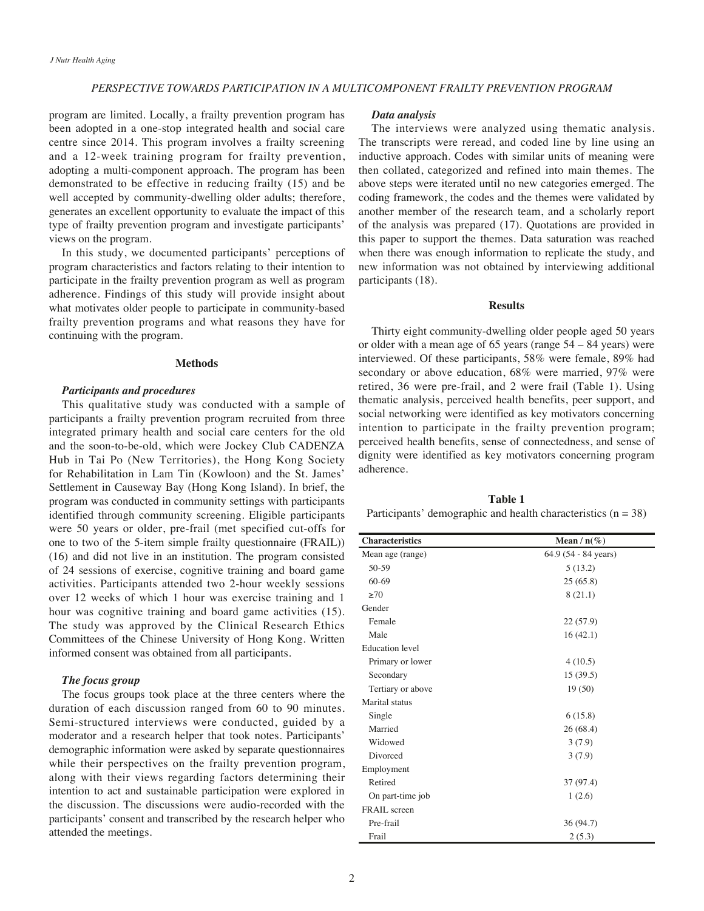program are limited. Locally, a frailty prevention program has been adopted in a one-stop integrated health and social care centre since 2014. This program involves a frailty screening and a 12-week training program for frailty prevention, adopting a multi-component approach. The program has been demonstrated to be effective in reducing frailty (15) and be well accepted by community-dwelling older adults; therefore, generates an excellent opportunity to evaluate the impact of this type of frailty prevention program and investigate participants' views on the program.

In this study, we documented participants' perceptions of program characteristics and factors relating to their intention to participate in the frailty prevention program as well as program adherence. Findings of this study will provide insight about what motivates older people to participate in community-based frailty prevention programs and what reasons they have for continuing with the program.

## Methods

### *Participants and procedures*

This qualitative study was conducted with a sample of participants a frailty prevention program recruited from three integrated primary health and social care centers for the old and the soon-to-be-old, which were Jockey Club CADENZA Hub in Tai Po (New Territories), the Hong Kong Society for Rehabilitation in Lam Tin (Kowloon) and the St. James' Settlement in Causeway Bay (Hong Kong Island). In brief, the program was conducted in community settings with participants identified through community screening. Eligible participants were 50 years or older, pre-frail (met specified cut-offs for one to two of the 5-item simple frailty questionnaire (FRAIL)) (16) and did not live in an institution. The program consisted of 24 sessions of exercise, cognitive training and board game activities. Participants attended two 2-hour weekly sessions over 12 weeks of which 1 hour was exercise training and 1 hour was cognitive training and board game activities (15). The study was approved by the Clinical Research Ethics Committees of the Chinese University of Hong Kong. Written informed consent was obtained from all participants.

### *The focus group*

The focus groups took place at the three centers where the duration of each discussion ranged from 60 to 90 minutes. Semi-structured interviews were conducted, guided by a moderator and a research helper that took notes. Participants' demographic information were asked by separate questionnaires while their perspectives on the frailty prevention program, along with their views regarding factors determining their intention to act and sustainable participation were explored in the discussion. The discussions were audio-recorded with the participants' consent and transcribed by the research helper who attended the meetings.

### *Data analysis*

The interviews were analyzed using thematic analysis. The transcripts were reread, and coded line by line using an inductive approach. Codes with similar units of meaning were then collated, categorized and refined into main themes. The above steps were iterated until no new categories emerged. The coding framework, the codes and the themes were validated by another member of the research team, and a scholarly report of the analysis was prepared (17). Quotations are provided in this paper to support the themes. Data saturation was reached when there was enough information to replicate the study, and new information was not obtained by interviewing additional participants (18).

## Results

Thirty eight community-dwelling older people aged 50 years or older with a mean age of 65 years (range 54 – 84 years) were interviewed. Of these participants, 58% were female, 89% had secondary or above education, 68% were married, 97% were retired, 36 were pre-frail, and 2 were frail (Table 1). Using thematic analysis, perceived health benefits, peer support, and social networking were identified as key motivators concerning intention to participate in the frailty prevention program; perceived health benefits, sense of connectedness, and sense of dignity were identified as key motivators concerning program adherence.

**Table 1**
Participants' demographic and health characteristics (n = 38)

| Characteristics | Mean / n(%) |
|---|---|
| Mean age (range) | 64.9 (54 - 84 years) |
| 50-59 | 5 (13.2) |
| 60-69 | 25 (65.8) |
| ≥70 | 8 (21.1) |
| Gender | |
| Female | 22 (57.9) |
| Male | 16 (42.1) |
| Education level | |
| Primary or lower | 4 (10.5) |
| Secondary | 15 (39.5) |
| Tertiary or above | 19 (50) |
| Marital status | |
| Single | 6 (15.8) |
| Married | 26 (68.4) |
| Widowed | 3 (7.9) |
| Divorced | 3 (7.9) |
| Employment | |
| Retired | 37 (97.4) |
| On part-time job | 1 (2.6) |
| FRAIL screen | |
| Pre-frail | 36 (94.7) |
| Frail | 2 (5.3) |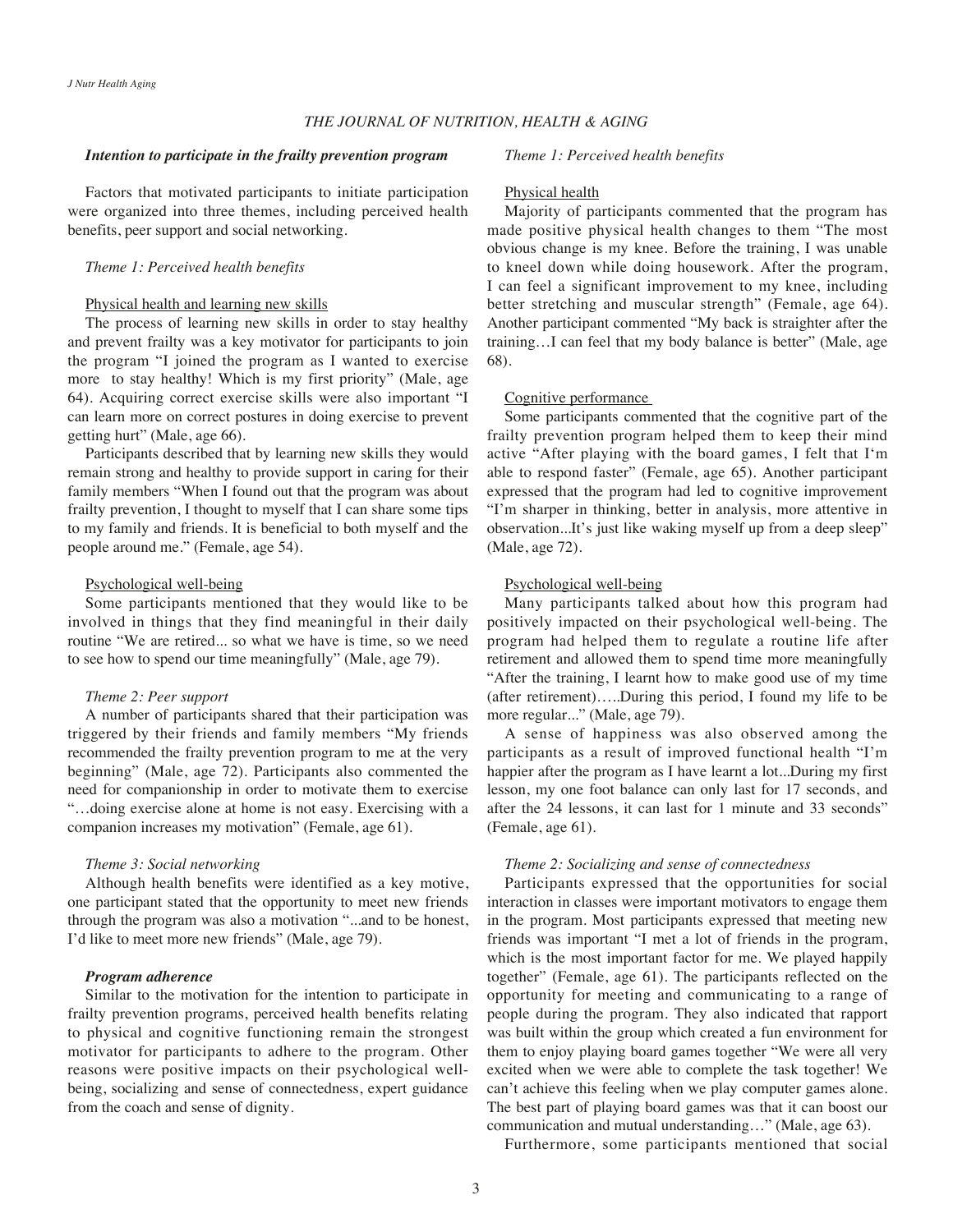### *Intention to participate in the frailty prevention program*

Factors that motivated participants to initiate participation were organized into three themes, including perceived health benefits, peer support and social networking.

#### *Theme 1: Perceived health benefits*

Physical health and learning new skills

The process of learning new skills in order to stay healthy and prevent frailty was a key motivator for participants to join the program "I joined the program as I wanted to exercise more to stay healthy! Which is my first priority" (Male, age 64). Acquiring correct exercise skills were also important "I can learn more on correct postures in doing exercise to prevent getting hurt" (Male, age 66).

Participants described that by learning new skills they would remain strong and healthy to provide support in caring for their family members "When I found out that the program was about frailty prevention, I thought to myself that I can share some tips to my family and friends. It is beneficial to both myself and the people around me." (Female, age 54).

Psychological well-being

Some participants mentioned that they would like to be involved in things that they find meaningful in their daily routine "We are retired... so what we have is time, so we need to see how to spend our time meaningfully" (Male, age 79).

#### *Theme 2: Peer support*

A number of participants shared that their participation was triggered by their friends and family members "My friends recommended the frailty prevention program to me at the very beginning" (Male, age 72). Participants also commented the need for companionship in order to motivate them to exercise "…doing exercise alone at home is not easy. Exercising with a companion increases my motivation" (Female, age 61).

#### *Theme 3: Social networking*

Although health benefits were identified as a key motive, one participant stated that the opportunity to meet new friends through the program was also a motivation "...and to be honest, I'd like to meet more new friends" (Male, age 79).

### *Program adherence*

Similar to the motivation for the intention to participate in frailty prevention programs, perceived health benefits relating to physical and cognitive functioning remain the strongest motivator for participants to adhere to the program. Other reasons were positive impacts on their psychological well-being, socializing and sense of connectedness, expert guidance from the coach and sense of dignity.

#### *Theme 1: Perceived health benefits*

Physical health

Majority of participants commented that the program has made positive physical health changes to them "The most obvious change is my knee. Before the training, I was unable to kneel down while doing housework. After the program, I can feel a significant improvement to my knee, including better stretching and muscular strength" (Female, age 64). Another participant commented "My back is straighter after the training…I can feel that my body balance is better" (Male, age 68).

Cognitive performance

Some participants commented that the cognitive part of the frailty prevention program helped them to keep their mind active "After playing with the board games, I felt that I'm able to respond faster" (Female, age 65). Another participant expressed that the program had led to cognitive improvement "I'm sharper in thinking, better in analysis, more attentive in observation...It's just like waking myself up from a deep sleep" (Male, age 72).

Psychological well-being

Many participants talked about how this program had positively impacted on their psychological well-being. The program had helped them to regulate a routine life after retirement and allowed them to spend time more meaningfully "After the training, I learnt how to make good use of my time (after retirement)…..During this period, I found my life to be more regular..." (Male, age 79).

A sense of happiness was also observed among the participants as a result of improved functional health "I'm happier after the program as I have learnt a lot...During my first lesson, my one foot balance can only last for 17 seconds, and after the 24 lessons, it can last for 1 minute and 33 seconds" (Female, age 61).

#### *Theme 2: Socializing and sense of connectedness*

Participants expressed that the opportunities for social interaction in classes were important motivators to engage them in the program. Most participants expressed that meeting new friends was important "I met a lot of friends in the program, which is the most important factor for me. We played happily together" (Female, age 61). The participants reflected on the opportunity for meeting and communicating to a range of people during the program. They also indicated that rapport was built within the group which created a fun environment for them to enjoy playing board games together "We were all very excited when we were able to complete the task together! We can't achieve this feeling when we play computer games alone. The best part of playing board games was that it can boost our communication and mutual understanding…" (Male, age 63).

Furthermore, some participants mentioned that social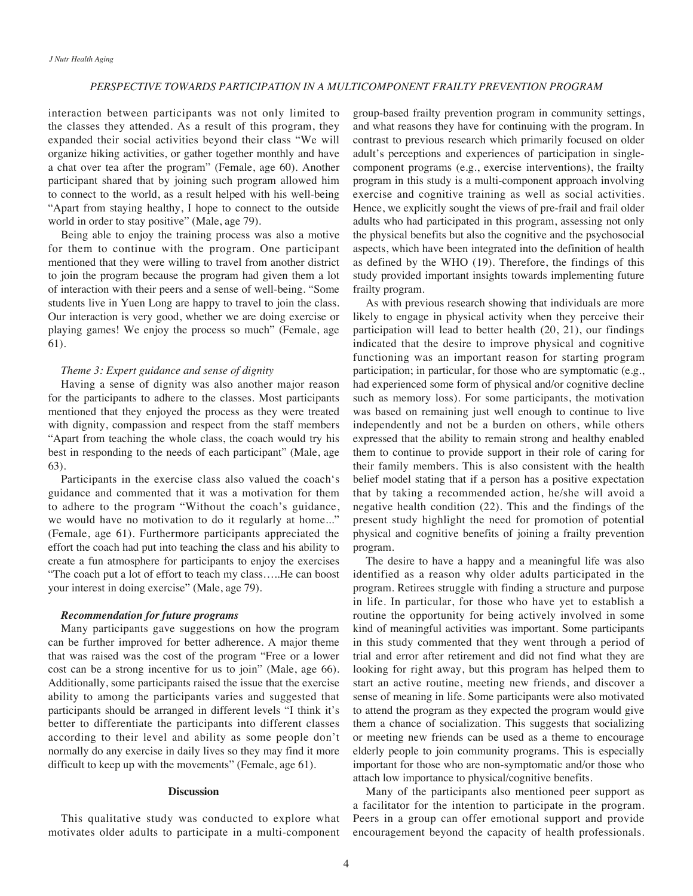interaction between participants was not only limited to the classes they attended. As a result of this program, they expanded their social activities beyond their class "We will organize hiking activities, or gather together monthly and have a chat over tea after the program" (Female, age 60). Another participant shared that by joining such program allowed him to connect to the world, as a result helped with his well-being "Apart from staying healthy, I hope to connect to the outside world in order to stay positive" (Male, age 79).

Being able to enjoy the training process was also a motive for them to continue with the program. One participant mentioned that they were willing to travel from another district to join the program because the program had given them a lot of interaction with their peers and a sense of well-being. "Some students live in Yuen Long are happy to travel to join the class. Our interaction is very good, whether we are doing exercise or playing games! We enjoy the process so much" (Female, age 61).

*Theme 3: Expert guidance and sense of dignity*

Having a sense of dignity was also another major reason for the participants to adhere to the classes. Most participants mentioned that they enjoyed the process as they were treated with dignity, compassion and respect from the staff members "Apart from teaching the whole class, the coach would try his best in responding to the needs of each participant" (Male, age 63).

Participants in the exercise class also valued the coach's guidance and commented that it was a motivation for them to adhere to the program "Without the coach's guidance, we would have no motivation to do it regularly at home..." (Female, age 61). Furthermore participants appreciated the effort the coach had put into teaching the class and his ability to create a fun atmosphere for participants to enjoy the exercises "The coach put a lot of effort to teach my class…..He can boost your interest in doing exercise" (Male, age 79).

***Recommendation for future programs***

Many participants gave suggestions on how the program can be further improved for better adherence. A major theme that was raised was the cost of the program "Free or a lower cost can be a strong incentive for us to join" (Male, age 66). Additionally, some participants raised the issue that the exercise ability to among the participants varies and suggested that participants should be arranged in different levels "I think it's better to differentiate the participants into different classes according to their level and ability as some people don't normally do any exercise in daily lives so they may find it more difficult to keep up with the movements" (Female, age 61).

## Discussion

This qualitative study was conducted to explore what motivates older adults to participate in a multi-component group-based frailty prevention program in community settings, and what reasons they have for continuing with the program. In contrast to previous research which primarily focused on older adult's perceptions and experiences of participation in single-component programs (e.g., exercise interventions), the frailty program in this study is a multi-component approach involving exercise and cognitive training as well as social activities. Hence, we explicitly sought the views of pre-frail and frail older adults who had participated in this program, assessing not only the physical benefits but also the cognitive and the psychosocial aspects, which have been integrated into the definition of health as defined by the WHO (19). Therefore, the findings of this study provided important insights towards implementing future frailty program.

As with previous research showing that individuals are more likely to engage in physical activity when they perceive their participation will lead to better health (20, 21), our findings indicated that the desire to improve physical and cognitive functioning was an important reason for starting program participation; in particular, for those who are symptomatic (e.g., had experienced some form of physical and/or cognitive decline such as memory loss). For some participants, the motivation was based on remaining just well enough to continue to live independently and not be a burden on others, while others expressed that the ability to remain strong and healthy enabled them to continue to provide support in their role of caring for their family members. This is also consistent with the health belief model stating that if a person has a positive expectation that by taking a recommended action, he/she will avoid a negative health condition (22). This and the findings of the present study highlight the need for promotion of potential physical and cognitive benefits of joining a frailty prevention program.

The desire to have a happy and a meaningful life was also identified as a reason why older adults participated in the program. Retirees struggle with finding a structure and purpose in life. In particular, for those who have yet to establish a routine the opportunity for being actively involved in some kind of meaningful activities was important. Some participants in this study commented that they went through a period of trial and error after retirement and did not find what they are looking for right away, but this program has helped them to start an active routine, meeting new friends, and discover a sense of meaning in life. Some participants were also motivated to attend the program as they expected the program would give them a chance of socialization. This suggests that socializing or meeting new friends can be used as a theme to encourage elderly people to join community programs. This is especially important for those who are non-symptomatic and/or those who attach low importance to physical/cognitive benefits.

Many of the participants also mentioned peer support as a facilitator for the intention to participate in the program. Peers in a group can offer emotional support and provide encouragement beyond the capacity of health professionals.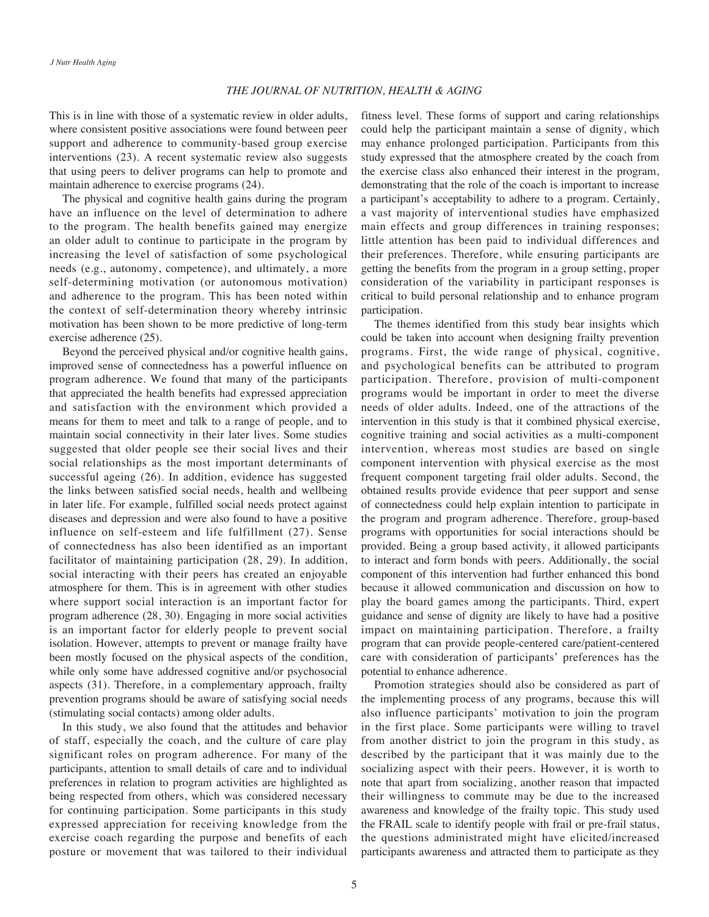This is in line with those of a systematic review in older adults, where consistent positive associations were found between peer support and adherence to community-based group exercise interventions (23). A recent systematic review also suggests that using peers to deliver programs can help to promote and maintain adherence to exercise programs (24).

The physical and cognitive health gains during the program have an influence on the level of determination to adhere to the program. The health benefits gained may energize an older adult to continue to participate in the program by increasing the level of satisfaction of some psychological needs (e.g., autonomy, competence), and ultimately, a more self-determining motivation (or autonomous motivation) and adherence to the program. This has been noted within the context of self-determination theory whereby intrinsic motivation has been shown to be more predictive of long-term exercise adherence (25).

Beyond the perceived physical and/or cognitive health gains, improved sense of connectedness has a powerful influence on program adherence. We found that many of the participants that appreciated the health benefits had expressed appreciation and satisfaction with the environment which provided a means for them to meet and talk to a range of people, and to maintain social connectivity in their later lives. Some studies suggested that older people see their social lives and their social relationships as the most important determinants of successful ageing (26). In addition, evidence has suggested the links between satisfied social needs, health and wellbeing in later life. For example, fulfilled social needs protect against diseases and depression and were also found to have a positive influence on self-esteem and life fulfillment (27). Sense of connectedness has also been identified as an important facilitator of maintaining participation (28, 29). In addition, social interacting with their peers has created an enjoyable atmosphere for them. This is in agreement with other studies where support social interaction is an important factor for program adherence (28, 30). Engaging in more social activities is an important factor for elderly people to prevent social isolation. However, attempts to prevent or manage frailty have been mostly focused on the physical aspects of the condition, while only some have addressed cognitive and/or psychosocial aspects (31). Therefore, in a complementary approach, frailty prevention programs should be aware of satisfying social needs (stimulating social contacts) among older adults.

In this study, we also found that the attitudes and behavior of staff, especially the coach, and the culture of care play significant roles on program adherence. For many of the participants, attention to small details of care and to individual preferences in relation to program activities are highlighted as being respected from others, which was considered necessary for continuing participation. Some participants in this study expressed appreciation for receiving knowledge from the exercise coach regarding the purpose and benefits of each posture or movement that was tailored to their individual fitness level. These forms of support and caring relationships could help the participant maintain a sense of dignity, which may enhance prolonged participation. Participants from this study expressed that the atmosphere created by the coach from the exercise class also enhanced their interest in the program, demonstrating that the role of the coach is important to increase a participant's acceptability to adhere to a program. Certainly, a vast majority of interventional studies have emphasized main effects and group differences in training responses; little attention has been paid to individual differences and their preferences. Therefore, while ensuring participants are getting the benefits from the program in a group setting, proper consideration of the variability in participant responses is critical to build personal relationship and to enhance program participation.

The themes identified from this study bear insights which could be taken into account when designing frailty prevention programs. First, the wide range of physical, cognitive, and psychological benefits can be attributed to program participation. Therefore, provision of multi-component programs would be important in order to meet the diverse needs of older adults. Indeed, one of the attractions of the intervention in this study is that it combined physical exercise, cognitive training and social activities as a multi-component intervention, whereas most studies are based on single component intervention with physical exercise as the most frequent component targeting frail older adults. Second, the obtained results provide evidence that peer support and sense of connectedness could help explain intention to participate in the program and program adherence. Therefore, group-based programs with opportunities for social interactions should be provided. Being a group based activity, it allowed participants to interact and form bonds with peers. Additionally, the social component of this intervention had further enhanced this bond because it allowed communication and discussion on how to play the board games among the participants. Third, expert guidance and sense of dignity are likely to have had a positive impact on maintaining participation. Therefore, a frailty program that can provide people-centered care/patient-centered care with consideration of participants' preferences has the potential to enhance adherence.

Promotion strategies should also be considered as part of the implementing process of any programs, because this will also influence participants' motivation to join the program in the first place. Some participants were willing to travel from another district to join the program in this study, as described by the participant that it was mainly due to the socializing aspect with their peers. However, it is worth to note that apart from socializing, another reason that impacted their willingness to commute may be due to the increased awareness and knowledge of the frailty topic. This study used the FRAIL scale to identify people with frail or pre-frail status, the questions administrated might have elicited/increased participants awareness and attracted them to participate as they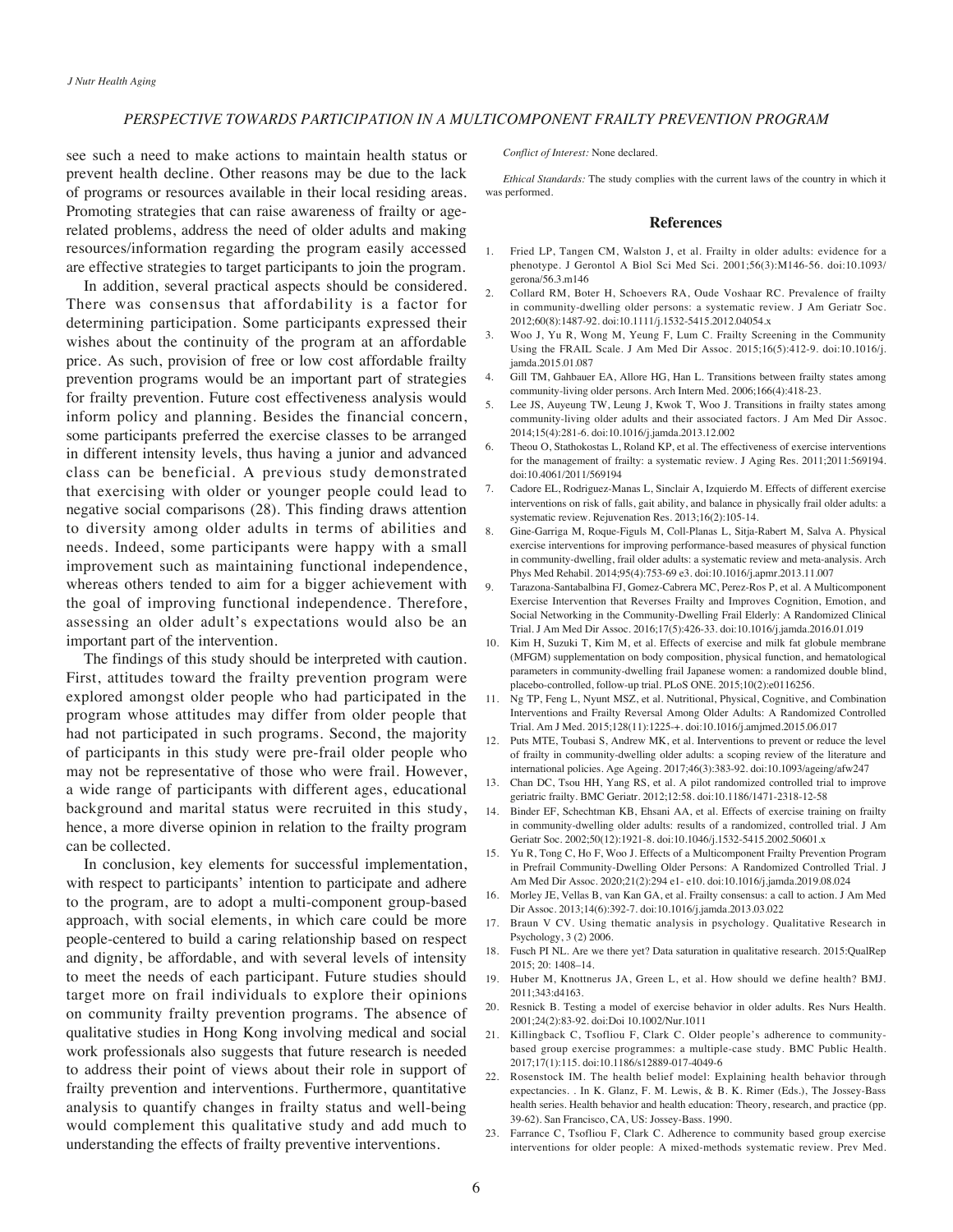see such a need to make actions to maintain health status or prevent health decline. Other reasons may be due to the lack of programs or resources available in their local residing areas. Promoting strategies that can raise awareness of frailty or age-related problems, address the need of older adults and making resources/information regarding the program easily accessed are effective strategies to target participants to join the program.

In addition, several practical aspects should be considered. There was consensus that affordability is a factor for determining participation. Some participants expressed their wishes about the continuity of the program at an affordable price. As such, provision of free or low cost affordable frailty prevention programs would be an important part of strategies for frailty prevention. Future cost effectiveness analysis would inform policy and planning. Besides the financial concern, some participants preferred the exercise classes to be arranged in different intensity levels, thus having a junior and advanced class can be beneficial. A previous study demonstrated that exercising with older or younger people could lead to negative social comparisons (28). This finding draws attention to diversity among older adults in terms of abilities and needs. Indeed, some participants were happy with a small improvement such as maintaining functional independence, whereas others tended to aim for a bigger achievement with the goal of improving functional independence. Therefore, assessing an older adult's expectations would also be an important part of the intervention.

The findings of this study should be interpreted with caution. First, attitudes toward the frailty prevention program were explored amongst older people who had participated in the program whose attitudes may differ from older people that had not participated in such programs. Second, the majority of participants in this study were pre-frail older people who may not be representative of those who were frail. However, a wide range of participants with different ages, educational background and marital status were recruited in this study, hence, a more diverse opinion in relation to the frailty program can be collected.

In conclusion, key elements for successful implementation, with respect to participants' intention to participate and adhere to the program, are to adopt a multi-component group-based approach, with social elements, in which care could be more people-centered to build a caring relationship based on respect and dignity, be affordable, and with several levels of intensity to meet the needs of each participant. Future studies should target more on frail individuals to explore their opinions on community frailty prevention programs. The absence of qualitative studies in Hong Kong involving medical and social work professionals also suggests that future research is needed to address their point of views about their role in support of frailty prevention and interventions. Furthermore, quantitative analysis to quantify changes in frailty status and well-being would complement this qualitative study and add much to understanding the effects of frailty preventive interventions.

*Conflict of Interest:* None declared.

*Ethical Standards:* The study complies with the current laws of the country in which it was performed.

## References

1. Fried LP, Tangen CM, Walston J, et al. Frailty in older adults: evidence for a phenotype. J Gerontol A Biol Sci Med Sci. 2001;56(3):M146-56. doi:10.1093/gerona/56.3.m146
2. Collard RM, Boter H, Schoevers RA, Oude Voshaar RC. Prevalence of frailty in community-dwelling older persons: a systematic review. J Am Geriatr Soc. 2012;60(8):1487-92. doi:10.1111/j.1532-5415.2012.04054.x
3. Woo J, Yu R, Wong M, Yeung F, Lum C. Frailty Screening in the Community Using the FRAIL Scale. J Am Med Dir Assoc. 2015;16(5):412-9. doi:10.1016/j.jamda.2015.01.087
4. Gill TM, Gahbauer EA, Allore HG, Han L. Transitions between frailty states among community-living older persons. Arch Intern Med. 2006;166(4):418-23.
5. Lee JS, Auyeung TW, Leung J, Kwok T, Woo J. Transitions in frailty states among community-living older adults and their associated factors. J Am Med Dir Assoc. 2014;15(4):281-6. doi:10.1016/j.jamda.2013.12.002
6. Theou O, Stathokostas L, Roland KP, et al. The effectiveness of exercise interventions for the management of frailty: a systematic review. J Aging Res. 2011;2011:569194. doi:10.4061/2011/569194
7. Cadore EL, Rodriguez-Manas L, Sinclair A, Izquierdo M. Effects of different exercise interventions on risk of falls, gait ability, and balance in physically frail older adults: a systematic review. Rejuvenation Res. 2013;16(2):105-14.
8. Gine-Garriga M, Roque-Figuls M, Coll-Planas L, Sitja-Rabert M, Salva A. Physical exercise interventions for improving performance-based measures of physical function in community-dwelling, frail older adults: a systematic review and meta-analysis. Arch Phys Med Rehabil. 2014;95(4):753-69 e3. doi:10.1016/j.apmr.2013.11.007
9. Tarazona-Santabalbina FJ, Gomez-Cabrera MC, Perez-Ros P, et al. A Multicomponent Exercise Intervention that Reverses Frailty and Improves Cognition, Emotion, and Social Networking in the Community-Dwelling Frail Elderly: A Randomized Clinical Trial. J Am Med Dir Assoc. 2016;17(5):426-33. doi:10.1016/j.jamda.2016.01.019
10. Kim H, Suzuki T, Kim M, et al. Effects of exercise and milk fat globule membrane (MFGM) supplementation on body composition, physical function, and hematological parameters in community-dwelling frail Japanese women: a randomized double blind, placebo-controlled, follow-up trial. PLoS ONE. 2015;10(2):e0116256.
11. Ng TP, Feng L, Nyunt MSZ, et al. Nutritional, Physical, Cognitive, and Combination Interventions and Frailty Reversal Among Older Adults: A Randomized Controlled Trial. Am J Med. 2015;128(11):1225-+. doi:10.1016/j.amjmed.2015.06.017
12. Puts MTE, Toubasi S, Andrew MK, et al. Interventions to prevent or reduce the level of frailty in community-dwelling older adults: a scoping review of the literature and international policies. Age Ageing. 2017;46(3):383-92. doi:10.1093/ageing/afw247
13. Chan DC, Tsou HH, Yang RS, et al. A pilot randomized controlled trial to improve geriatric frailty. BMC Geriatr. 2012;12:58. doi:10.1186/1471-2318-12-58
14. Binder EF, Schechtman KB, Ehsani AA, et al. Effects of exercise training on frailty in community-dwelling older adults: results of a randomized, controlled trial. J Am Geriatr Soc. 2002;50(12):1921-8. doi:10.1046/j.1532-5415.2002.50601.x
15. Yu R, Tong C, Ho F, Woo J. Effects of a Multicomponent Frailty Prevention Program in Prefrail Community-Dwelling Older Persons: A Randomized Controlled Trial. J Am Med Dir Assoc. 2020;21(2):294 e1- e10. doi:10.1016/j.jamda.2019.08.024
16. Morley JE, Vellas B, van Kan GA, et al. Frailty consensus: a call to action. J Am Med Dir Assoc. 2013;14(6):392-7. doi:10.1016/j.jamda.2013.03.022
17. Braun V CV. Using thematic analysis in psychology. Qualitative Research in Psychology, 3 (2) 2006.
18. Fusch PI NL. Are we there yet? Data saturation in qualitative research. 2015:QualRep 2015; 20: 1408–14.
19. Huber M, Knottnerus JA, Green L, et al. How should we define health? BMJ. 2011;343:d4163.
20. Resnick B. Testing a model of exercise behavior in older adults. Res Nurs Health. 2001;24(2):83-92. doi:Doi 10.1002/Nur.1011
21. Killingback C, Tsofliou F, Clark C. Older people's adherence to community-based group exercise programmes: a multiple-case study. BMC Public Health. 2017;17(1):115. doi:10.1186/s12889-017-4049-6
22. Rosenstock IM. The health belief model: Explaining health behavior through expectancies. . In K. Glanz, F. M. Lewis, & B. K. Rimer (Eds.), The Jossey-Bass health series. Health behavior and health education: Theory, research, and practice (pp. 39-62). San Francisco, CA, US: Jossey-Bass. 1990.
23. Farrance C, Tsofliou F, Clark C. Adherence to community based group exercise interventions for older people: A mixed-methods systematic review. Prev Med.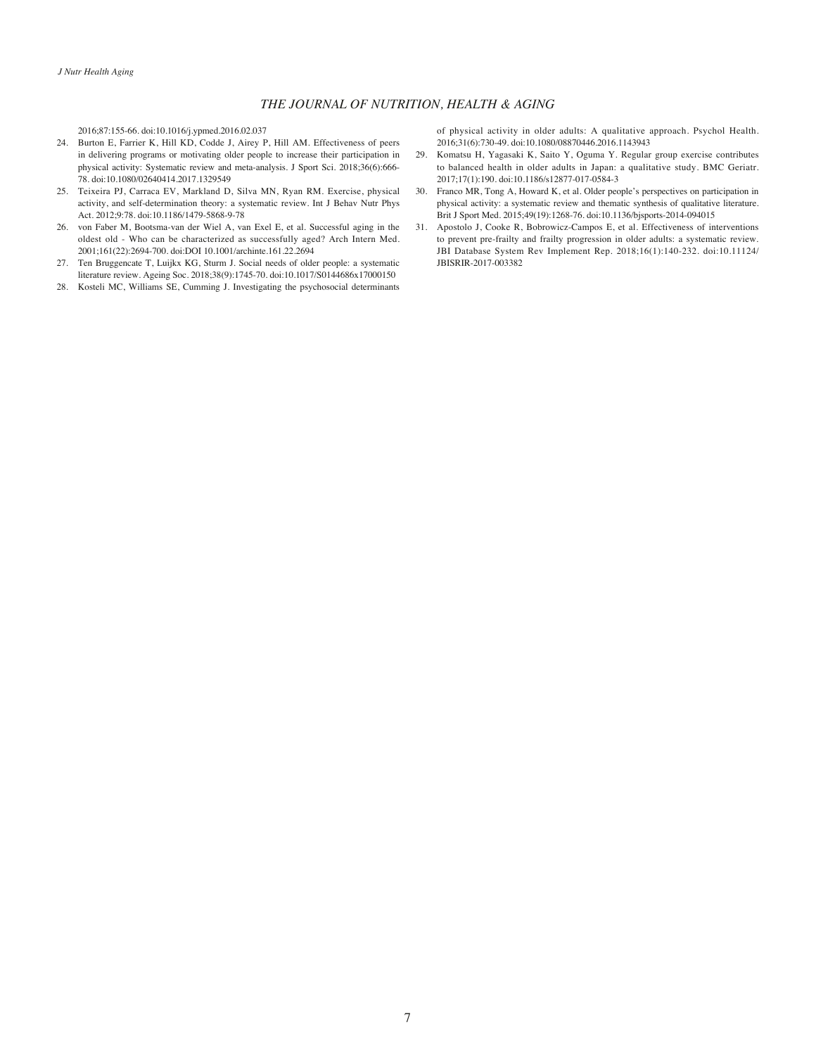2016;87:155-66. doi:10.1016/j.ypmed.2016.02.037

24. Burton E, Farrier K, Hill KD, Codde J, Airey P, Hill AM. Effectiveness of peers in delivering programs or motivating older people to increase their participation in physical activity: Systematic review and meta-analysis. J Sport Sci. 2018;36(6):666-78. doi:10.1080/02640414.2017.1329549
25. Teixeira PJ, Carraca EV, Markland D, Silva MN, Ryan RM. Exercise, physical activity, and self-determination theory: a systematic review. Int J Behav Nutr Phys Act. 2012;9:78. doi:10.1186/1479-5868-9-78
26. von Faber M, Bootsma-van der Wiel A, van Exel E, et al. Successful aging in the oldest old - Who can be characterized as successfully aged? Arch Intern Med. 2001;161(22):2694-700. doi:DOI 10.1001/archinte.161.22.2694
27. Ten Bruggencate T, Luijkx KG, Sturm J. Social needs of older people: a systematic literature review. Ageing Soc. 2018;38(9):1745-70. doi:10.1017/S0144686x17000150
28. Kosteli MC, Williams SE, Cumming J. Investigating the psychosocial determinants of physical activity in older adults: A qualitative approach. Psychol Health. 2016;31(6):730-49. doi:10.1080/08870446.2016.1143943
29. Komatsu H, Yagasaki K, Saito Y, Oguma Y. Regular group exercise contributes to balanced health in older adults in Japan: a qualitative study. BMC Geriatr. 2017;17(1):190. doi:10.1186/s12877-017-0584-3
30. Franco MR, Tong A, Howard K, et al. Older people's perspectives on participation in physical activity: a systematic review and thematic synthesis of qualitative literature. Brit J Sport Med. 2015;49(19):1268-76. doi:10.1136/bjsports-2014-094015
31. Apostolo J, Cooke R, Bobrowicz-Campos E, et al. Effectiveness of interventions to prevent pre-frailty and frailty progression in older adults: a systematic review. JBI Database System Rev Implement Rep. 2018;16(1):140-232. doi:10.11124/JBISRIR-2017-003382